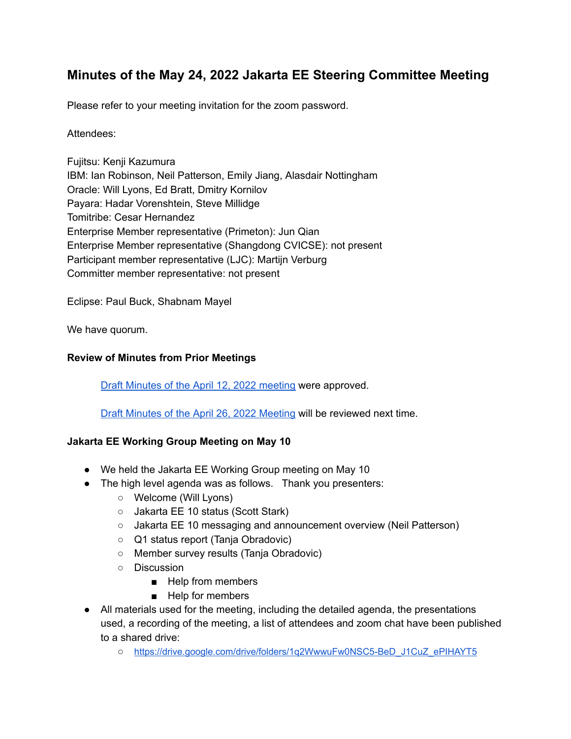# Minutes of the May 24, 2022 Jakarta EE Steering Committee Meeting

Please refer to your meeting invitation for the zoom password.

Attendees:

Fujitsu: Kenji Kazumura
IBM: Ian Robinson, Neil Patterson, Emily Jiang, Alasdair Nottingham
Oracle: Will Lyons, Ed Bratt, Dmitry Kornilov
Payara: Hadar Vorenshtein, Steve Millidge
Tomitribe: Cesar Hernandez
Enterprise Member representative (Primeton): Jun Qian
Enterprise Member representative (Shangdong CVICSE): not present
Participant member representative (LJC): Martijn Verburg
Committer member representative: not present

Eclipse: Paul Buck, Shabnam Mayel

We have quorum.

### Review of Minutes from Prior Meetings

Draft Minutes of the April 12, 2022 meeting were approved.

Draft Minutes of the April 26, 2022 Meeting will be reviewed next time.

### Jakarta EE Working Group Meeting on May 10

- We held the Jakarta EE Working Group meeting on May 10
- The high level agenda was as follows. Thank you presenters:
  - Welcome (Will Lyons)
  - Jakarta EE 10 status (Scott Stark)
  - Jakarta EE 10 messaging and announcement overview (Neil Patterson)
  - Q1 status report (Tanja Obradovic)
  - Member survey results (Tanja Obradovic)
  - Discussion
    - Help from members
    - Help for members
- All materials used for the meeting, including the detailed agenda, the presentations used, a recording of the meeting, a list of attendees and zoom chat have been published to a shared drive:
  - https://drive.google.com/drive/folders/1q2WwwuFw0NSC5-BeD_J1CuZ_ePIHAYT5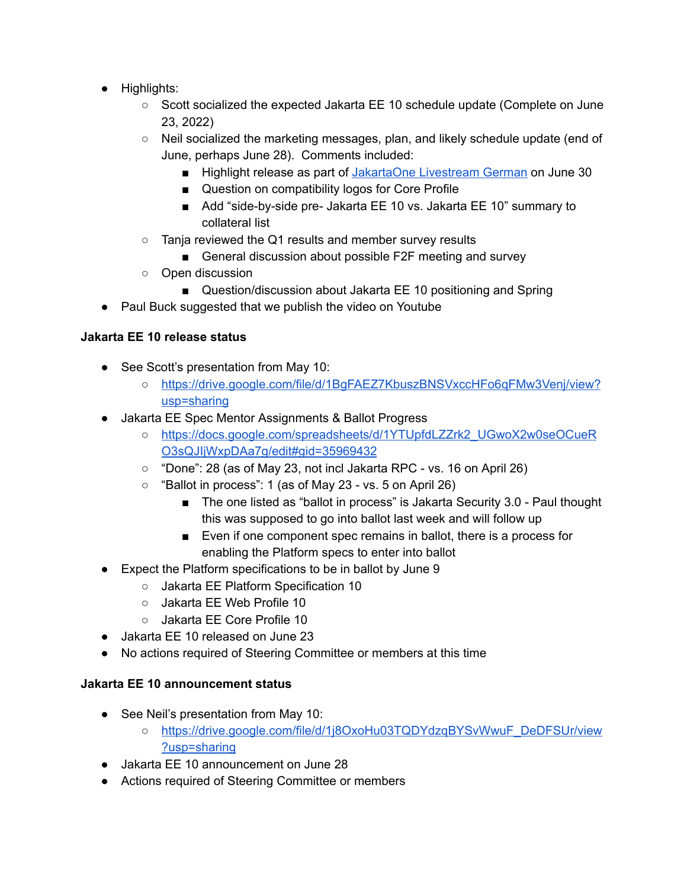- Highlights:
    - Scott socialized the expected Jakarta EE 10 schedule update (Complete on June 23, 2022)
    - Neil socialized the marketing messages, plan, and likely schedule update (end of June, perhaps June 28). Comments included:
        - Highlight release as part of [JakartaOne Livestream German]() on June 30
        - Question on compatibility logos for Core Profile
        - Add "side-by-side pre- Jakarta EE 10 vs. Jakarta EE 10" summary to collateral list
    - Tanja reviewed the Q1 results and member survey results
        - General discussion about possible F2F meeting and survey
    - Open discussion
        - Question/discussion about Jakarta EE 10 positioning and Spring
- Paul Buck suggested that we publish the video on Youtube

**Jakarta EE 10 release status**

- See Scott's presentation from May 10:
    - [https://drive.google.com/file/d/1BgFAEZ7KbuszBNSVxccHFo6qFMw3Venj/view?usp=sharing](https://drive.google.com/file/d/1BgFAEZ7KbuszBNSVxccHFo6qFMw3Venj/view?usp=sharing)
- Jakarta EE Spec Mentor Assignments & Ballot Progress
    - [https://docs.google.com/spreadsheets/d/1YTUpfdLZZrk2_UGwoX2w0seOCueRO3sQJIjWxpDAa7g/edit#gid=35969432](https://docs.google.com/spreadsheets/d/1YTUpfdLZZrk2_UGwoX2w0seOCueRO3sQJIjWxpDAa7g/edit#gid=35969432)
    - "Done": 28 (as of May 23, not incl Jakarta RPC - vs. 16 on April 26)
    - "Ballot in process": 1 (as of May 23 - vs. 5 on April 26)
        - The one listed as "ballot in process" is Jakarta Security 3.0 - Paul thought this was supposed to go into ballot last week and will follow up
        - Even if one component spec remains in ballot, there is a process for enabling the Platform specs to enter into ballot
- Expect the Platform specifications to be in ballot by June 9
    - Jakarta EE Platform Specification 10
    - Jakarta EE Web Profile 10
    - Jakarta EE Core Profile 10
- Jakarta EE 10 released on June 23
- No actions required of Steering Committee or members at this time

**Jakarta EE 10 announcement status**

- See Neil's presentation from May 10:
    - [https://drive.google.com/file/d/1j8OxoHu03TQDYdzqBYSvWwuF_DeDFSUr/view?usp=sharing](https://drive.google.com/file/d/1j8OxoHu03TQDYdzqBYSvWwuF_DeDFSUr/view?usp=sharing)
- Jakarta EE 10 announcement on June 28
- Actions required of Steering Committee or members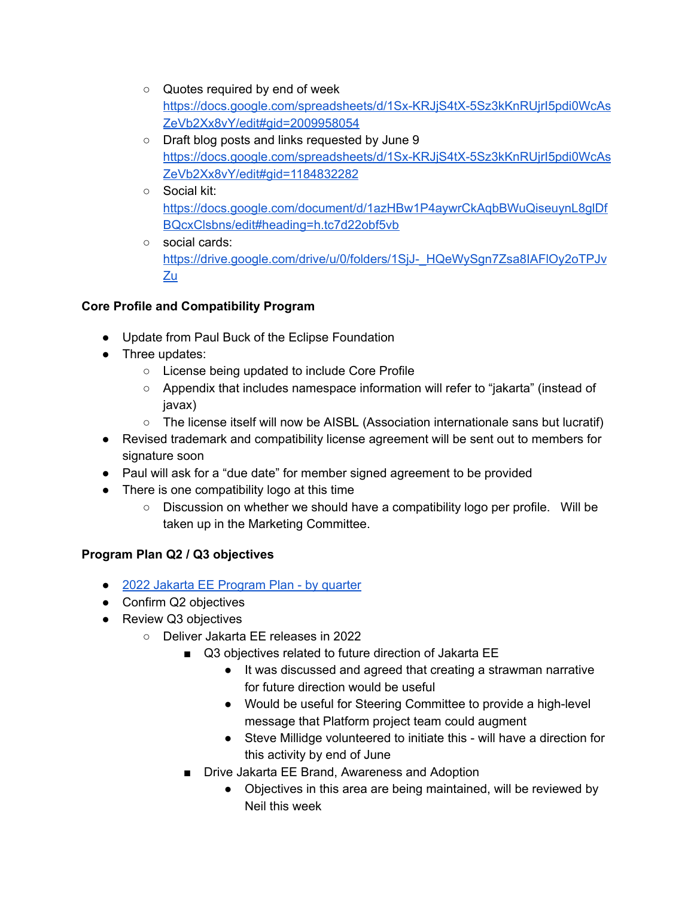- Quotes required by end of week https://docs.google.com/spreadsheets/d/1Sx-KRJjS4tX-5Sz3kKnRUjrI5pdi0WcAsZeVb2Xx8vY/edit#gid=2009958054
  - Draft blog posts and links requested by June 9 https://docs.google.com/spreadsheets/d/1Sx-KRJjS4tX-5Sz3kKnRUjrI5pdi0WcAsZeVb2Xx8vY/edit#gid=1184832282
  - Social kit: https://docs.google.com/document/d/1azHBw1P4aywrCkAqbBWuQiseuynL8glDfBQcxClsbns/edit#heading=h.tc7d22obf5vb
  - social cards: https://drive.google.com/drive/u/0/folders/1SjJ-_HQeWySgn7Zsa8IAFlOy2oTPJvZu

**Core Profile and Compatibility Program**

- Update from Paul Buck of the Eclipse Foundation
- Three updates:
  - License being updated to include Core Profile
  - Appendix that includes namespace information will refer to "jakarta" (instead of javax)
  - The license itself will now be AISBL (Association internationale sans but lucratif)
- Revised trademark and compatibility license agreement will be sent out to members for signature soon
- Paul will ask for a "due date" for member signed agreement to be provided
- There is one compatibility logo at this time
  - Discussion on whether we should have a compatibility logo per profile. Will be taken up in the Marketing Committee.

**Program Plan Q2 / Q3 objectives**

- [2022 Jakarta EE Program Plan - by quarter]
- Confirm Q2 objectives
- Review Q3 objectives
  - Deliver Jakarta EE releases in 2022
    - Q3 objectives related to future direction of Jakarta EE
      - It was discussed and agreed that creating a strawman narrative for future direction would be useful
      - Would be useful for Steering Committee to provide a high-level message that Platform project team could augment
      - Steve Millidge volunteered to initiate this - will have a direction for this activity by end of June
    - Drive Jakarta EE Brand, Awareness and Adoption
      - Objectives in this area are being maintained, will be reviewed by Neil this week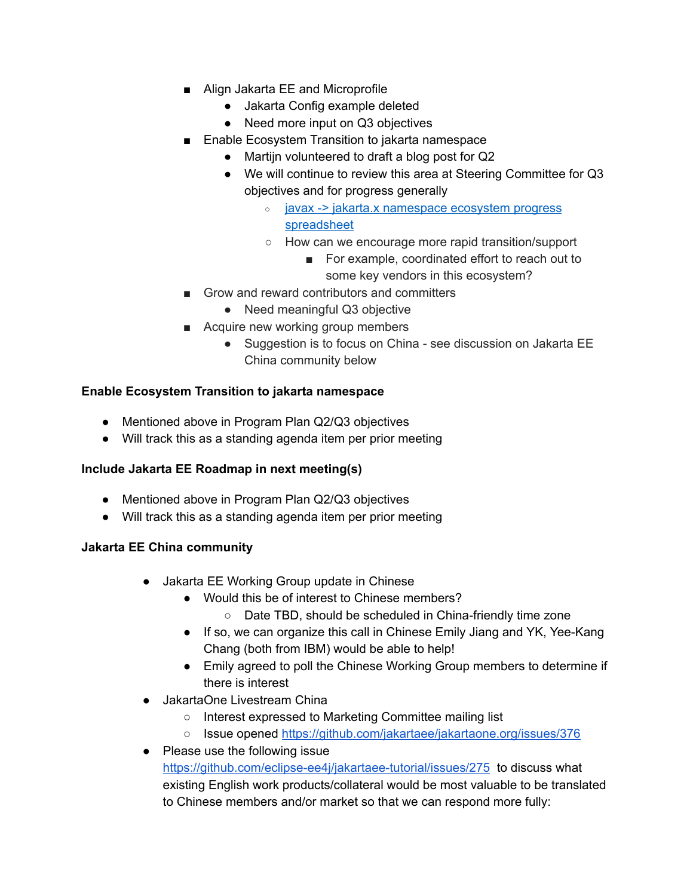- Align Jakarta EE and Microprofile
    - Jakarta Config example deleted
    - Need more input on Q3 objectives
- Enable Ecosystem Transition to jakarta namespace
    - Martijn volunteered to draft a blog post for Q2
    - We will continue to review this area at Steering Committee for Q3 objectives and for progress generally
        - javax -> jakarta.x namespace ecosystem progress spreadsheet
        - How can we encourage more rapid transition/support
            - For example, coordinated effort to reach out to some key vendors in this ecosystem?
- Grow and reward contributors and committers
    - Need meaningful Q3 objective
- Acquire new working group members
    - Suggestion is to focus on China - see discussion on Jakarta EE China community below

**Enable Ecosystem Transition to jakarta namespace**

- Mentioned above in Program Plan Q2/Q3 objectives
- Will track this as a standing agenda item per prior meeting

**Include Jakarta EE Roadmap in next meeting(s)**

- Mentioned above in Program Plan Q2/Q3 objectives
- Will track this as a standing agenda item per prior meeting

**Jakarta EE China community**

- Jakarta EE Working Group update in Chinese
    - Would this be of interest to Chinese members?
        - Date TBD, should be scheduled in China-friendly time zone
    - If so, we can organize this call in Chinese Emily Jiang and YK, Yee-Kang Chang (both from IBM) would be able to help!
    - Emily agreed to poll the Chinese Working Group members to determine if there is interest
- JakartaOne Livestream China
    - Interest expressed to Marketing Committee mailing list
    - Issue opened https://github.com/jakartaee/jakartaone.org/issues/376
- Please use the following issue https://github.com/eclipse-ee4j/jakartaee-tutorial/issues/275 to discuss what existing English work products/collateral would be most valuable to be translated to Chinese members and/or market so that we can respond more fully: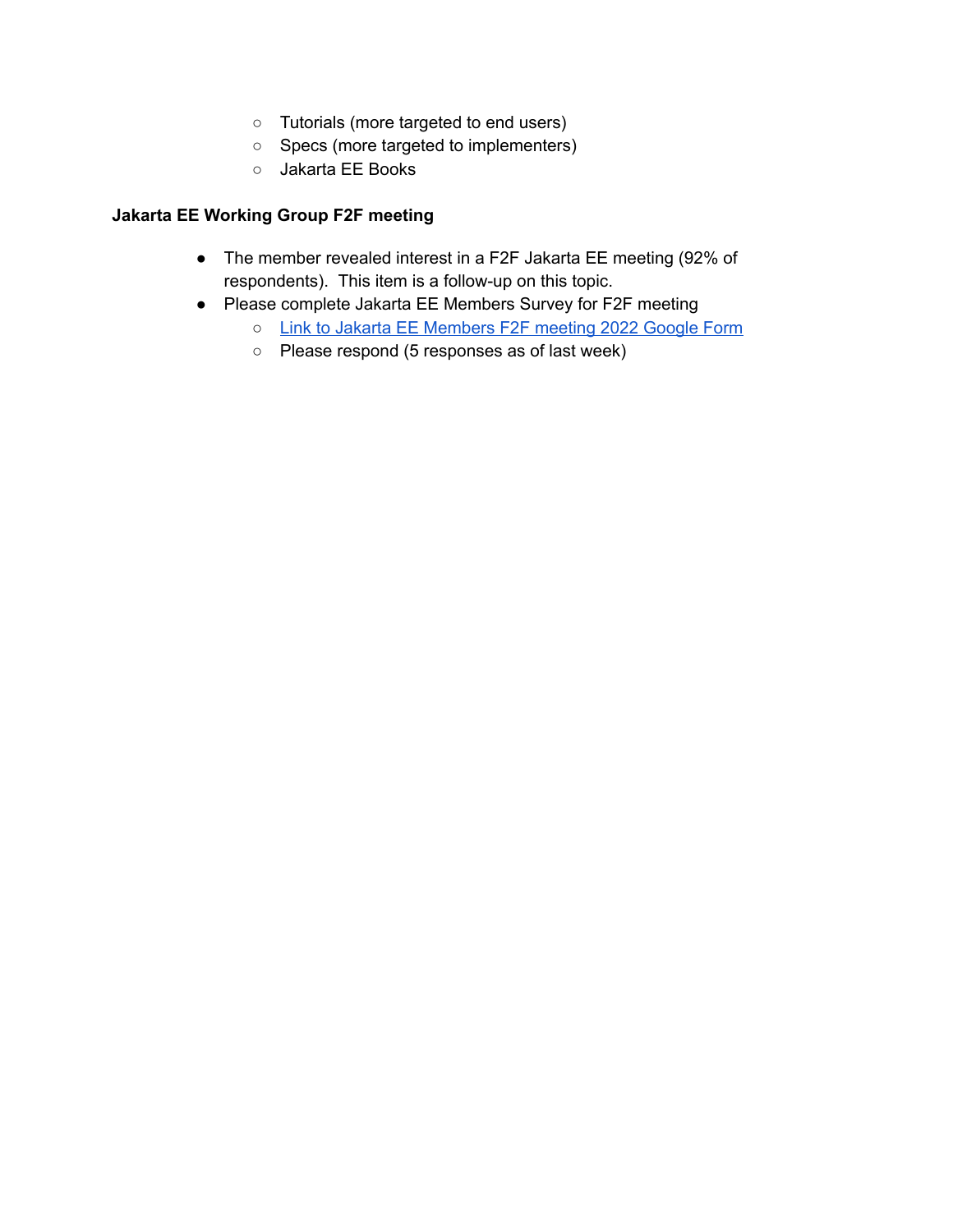- Tutorials (more targeted to end users)
    - Specs (more targeted to implementers)
    - Jakarta EE Books

**Jakarta EE Working Group F2F meeting**

- The member revealed interest in a F2F Jakarta EE meeting (92% of respondents). This item is a follow-up on this topic.
- Please complete Jakarta EE Members Survey for F2F meeting
    - Link to Jakarta EE Members F2F meeting 2022 Google Form
    - Please respond (5 responses as of last week)